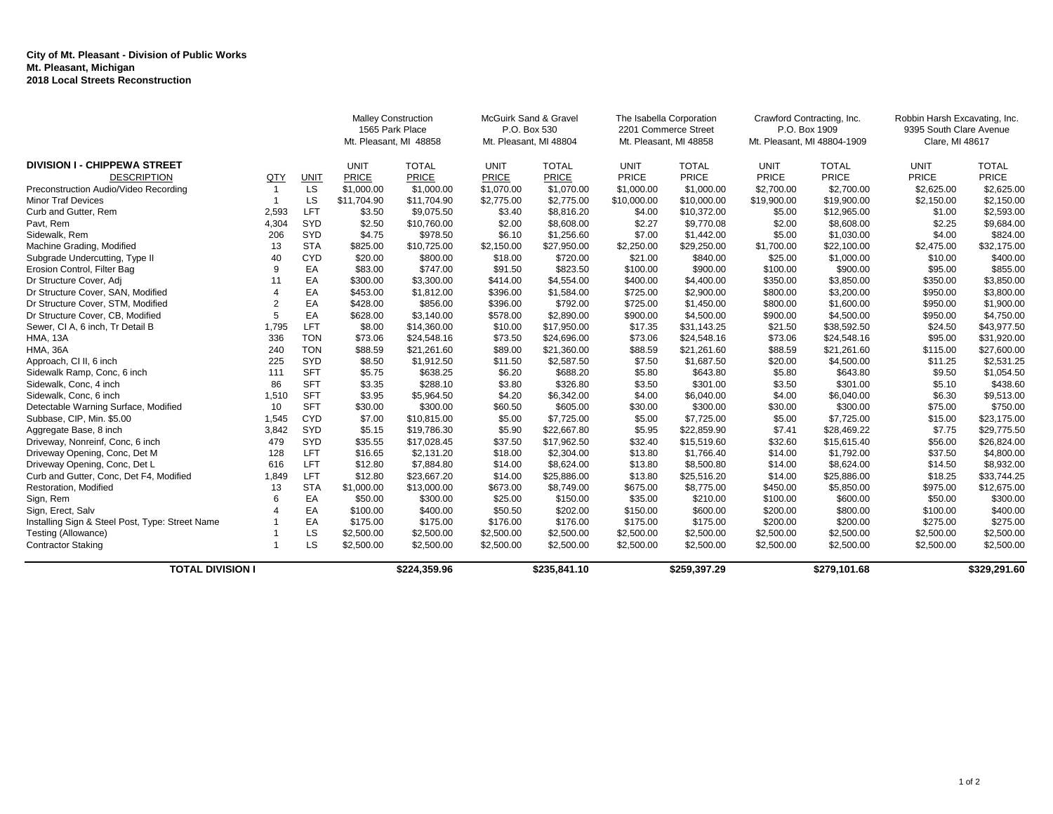**City of Mt. Pleasant - Division of Public Works**
**Mt. Pleasant, Michigan**
**2018 Local Streets Reconstruction**

| | | | Malley Construction 1565 Park Place Mt. Pleasant, MI 48858 | | McGuirk Sand & Gravel P.O. Box 530 Mt. Pleasant, MI 48804 | | The Isabella Corporation 2201 Commerce Street Mt. Pleasant, MI 48858 | | Crawford Contracting, Inc. P.O. Box 1909 Mt. Pleasant, MI 48804-1909 | | Robbin Harsh Excavating, Inc. 9395 South Clare Avenue Clare, MI 48617 | |
|---|---|---|---|---|---|---|---|---|---|---|---|---|
| **DIVISION I - CHIPPEWA STREET** | | | | | | | | | | | | |
| DESCRIPTION | QTY | UNIT | UNIT PRICE | TOTAL PRICE | UNIT PRICE | TOTAL PRICE | UNIT PRICE | TOTAL PRICE | UNIT PRICE | TOTAL PRICE | UNIT PRICE | TOTAL PRICE |
| Preconstruction Audio/Video Recording | 1 | LS | $1,000.00 | $1,000.00 | $1,070.00 | $1,070.00 | $1,000.00 | $1,000.00 | $2,700.00 | $2,700.00 | $2,625.00 | $2,625.00 |
| Minor Traf Devices | 1 | LS | $11,704.90 | $11,704.90 | $2,775.00 | $2,775.00 | $10,000.00 | $10,000.00 | $19,900.00 | $19,900.00 | $2,150.00 | $2,150.00 |
| Curb and Gutter, Rem | 2,593 | LFT | $3.50 | $9,075.50 | $3.40 | $8,816.20 | $4.00 | $10,372.00 | $5.00 | $12,965.00 | $1.00 | $2,593.00 |
| Pavt, Rem | 4,304 | SYD | $2.50 | $10,760.00 | $2.00 | $8,608.00 | $2.27 | $9,770.08 | $2.00 | $8,608.00 | $2.25 | $9,684.00 |
| Sidewalk, Rem | 206 | SYD | $4.75 | $978.50 | $6.10 | $1,256.60 | $7.00 | $1,442.00 | $5.00 | $1,030.00 | $4.00 | $824.00 |
| Machine Grading, Modified | 13 | STA | $825.00 | $10,725.00 | $2,150.00 | $27,950.00 | $2,250.00 | $29,250.00 | $1,700.00 | $22,100.00 | $2,475.00 | $32,175.00 |
| Subgrade Undercutting, Type II | 40 | CYD | $20.00 | $800.00 | $18.00 | $720.00 | $21.00 | $840.00 | $25.00 | $1,000.00 | $10.00 | $400.00 |
| Erosion Control, Filter Bag | 9 | EA | $83.00 | $747.00 | $91.50 | $823.50 | $100.00 | $900.00 | $100.00 | $900.00 | $95.00 | $855.00 |
| Dr Structure Cover, Adj | 11 | EA | $300.00 | $3,300.00 | $414.00 | $4,554.00 | $400.00 | $4,400.00 | $350.00 | $3,850.00 | $350.00 | $3,850.00 |
| Dr Structure Cover, SAN, Modified | 4 | EA | $453.00 | $1,812.00 | $396.00 | $1,584.00 | $725.00 | $2,900.00 | $800.00 | $3,200.00 | $950.00 | $3,800.00 |
| Dr Structure Cover, STM, Modified | 2 | EA | $428.00 | $856.00 | $396.00 | $792.00 | $725.00 | $1,450.00 | $800.00 | $1,600.00 | $950.00 | $1,900.00 |
| Dr Structure Cover, CB, Modified | 5 | EA | $628.00 | $3,140.00 | $578.00 | $2,890.00 | $900.00 | $4,500.00 | $900.00 | $4,500.00 | $950.00 | $4,750.00 |
| Sewer, Cl A, 6 inch, Tr Detail B | 1,795 | LFT | $8.00 | $14,360.00 | $10.00 | $17,950.00 | $17.35 | $31,143.25 | $21.50 | $38,592.50 | $24.50 | $43,977.50 |
| HMA, 13A | 336 | TON | $73.06 | $24,548.16 | $73.50 | $24,696.00 | $73.06 | $24,548.16 | $73.06 | $24,548.16 | $95.00 | $31,920.00 |
| HMA, 36A | 240 | TON | $88.59 | $21,261.60 | $89.00 | $21,360.00 | $88.59 | $21,261.60 | $88.59 | $21,261.60 | $115.00 | $27,600.00 |
| Approach, Cl II, 6 inch | 225 | SYD | $8.50 | $1,912.50 | $11.50 | $2,587.50 | $7.50 | $1,687.50 | $20.00 | $4,500.00 | $11.25 | $2,531.25 |
| Sidewalk Ramp, Conc, 6 inch | 111 | SFT | $5.75 | $638.25 | $6.20 | $688.20 | $5.80 | $643.80 | $5.80 | $643.80 | $9.50 | $1,054.50 |
| Sidewalk, Conc, 4 inch | 86 | SFT | $3.35 | $288.10 | $3.80 | $326.80 | $3.50 | $301.00 | $3.50 | $301.00 | $5.10 | $438.60 |
| Sidewalk, Conc, 6 inch | 1,510 | SFT | $3.95 | $5,964.50 | $4.20 | $6,342.00 | $4.00 | $6,040.00 | $4.00 | $6,040.00 | $6.30 | $9,513.00 |
| Detectable Warning Surface, Modified | 10 | SFT | $30.00 | $300.00 | $60.50 | $605.00 | $30.00 | $300.00 | $30.00 | $300.00 | $75.00 | $750.00 |
| Subbase, CIP, Min. $5.00 | 1,545 | CYD | $7.00 | $10,815.00 | $5.00 | $7,725.00 | $5.00 | $7,725.00 | $5.00 | $7,725.00 | $15.00 | $23,175.00 |
| Aggregate Base, 8 inch | 3,842 | SYD | $5.15 | $19,786.30 | $5.90 | $22,667.80 | $5.95 | $22,859.90 | $7.41 | $28,469.22 | $7.75 | $29,775.50 |
| Driveway, Nonreinf, Conc, 6 inch | 479 | SYD | $35.55 | $17,028.45 | $37.50 | $17,962.50 | $32.40 | $15,519.60 | $32.60 | $15,615.40 | $56.00 | $26,824.00 |
| Driveway Opening, Conc, Det M | 128 | LFT | $16.65 | $2,131.20 | $18.00 | $2,304.00 | $13.80 | $1,766.40 | $14.00 | $1,792.00 | $37.50 | $4,800.00 |
| Driveway Opening, Conc, Det L | 616 | LFT | $12.80 | $7,884.80 | $14.00 | $8,624.00 | $13.80 | $8,500.80 | $14.00 | $8,624.00 | $14.50 | $8,932.00 |
| Curb and Gutter, Conc, Det F4, Modified | 1,849 | LFT | $12.80 | $23,667.20 | $14.00 | $25,886.00 | $13.80 | $25,516.20 | $14.00 | $25,886.00 | $18.25 | $33,744.25 |
| Restoration, Modified | 13 | STA | $1,000.00 | $13,000.00 | $673.00 | $8,749.00 | $675.00 | $8,775.00 | $450.00 | $5,850.00 | $975.00 | $12,675.00 |
| Sign, Rem | 6 | EA | $50.00 | $300.00 | $25.00 | $150.00 | $35.00 | $210.00 | $100.00 | $600.00 | $50.00 | $300.00 |
| Sign, Erect, Salv | 4 | EA | $100.00 | $400.00 | $50.50 | $202.00 | $150.00 | $600.00 | $200.00 | $800.00 | $100.00 | $400.00 |
| Installing Sign & Steel Post, Type: Street Name | 1 | EA | $175.00 | $175.00 | $176.00 | $176.00 | $175.00 | $175.00 | $200.00 | $200.00 | $275.00 | $275.00 |
| Testing (Allowance) | 1 | LS | $2,500.00 | $2,500.00 | $2,500.00 | $2,500.00 | $2,500.00 | $2,500.00 | $2,500.00 | $2,500.00 | $2,500.00 | $2,500.00 |
| Contractor Staking | 1 | LS | $2,500.00 | $2,500.00 | $2,500.00 | $2,500.00 | $2,500.00 | $2,500.00 | $2,500.00 | $2,500.00 | $2,500.00 | $2,500.00 |
| **TOTAL DIVISION I** | | | | **$224,359.96** | | **$235,841.10** | | **$259,397.29** | | **$279,101.68** | | **$329,291.60** |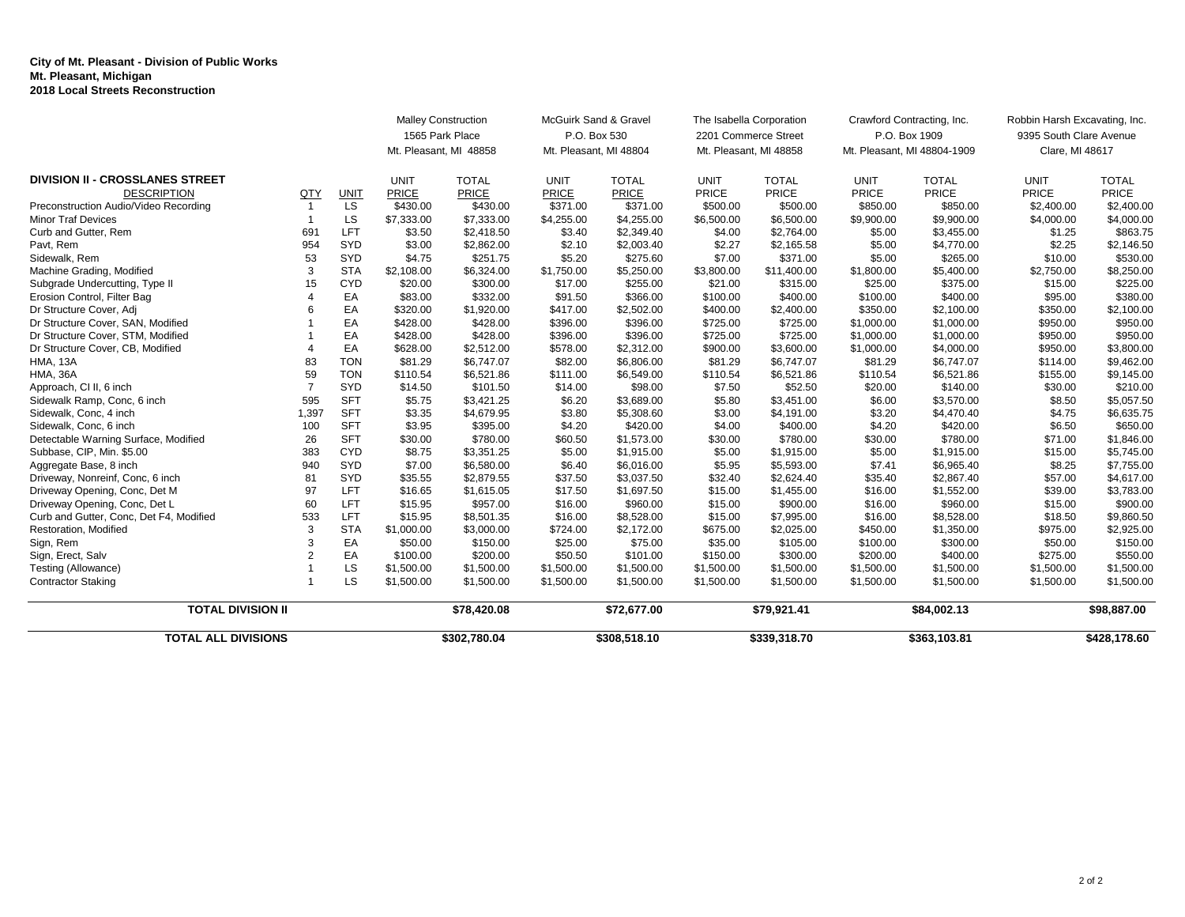**City of Mt. Pleasant - Division of Public Works**
**Mt. Pleasant, Michigan**
**2018 Local Streets Reconstruction**

| | | | Malley Construction<br>1565 Park Place<br>Mt. Pleasant, MI 48858 | | McGuirk Sand & Gravel<br>P.O. Box 530<br>Mt. Pleasant, MI 48804 | | The Isabella Corporation<br>2201 Commerce Street<br>Mt. Pleasant, MI 48858 | | Crawford Contracting, Inc.<br>P.O. Box 1909<br>Mt. Pleasant, MI 48804-1909 | | Robbin Harsh Excavating, Inc.<br>9395 South Clare Avenue<br>Clare, MI 48617 | |
|---|---|---|---|---|---|---|---|---|---|---|---|---|
| **DIVISION II - CROSSLANES STREET** | | | | | | | | | | | | |
| DESCRIPTION | QTY | UNIT | UNIT PRICE | TOTAL PRICE | UNIT PRICE | TOTAL PRICE | UNIT PRICE | TOTAL PRICE | UNIT PRICE | TOTAL PRICE | UNIT PRICE | TOTAL PRICE |
| Preconstruction Audio/Video Recording | 1 | LS | $430.00 | $430.00 | $371.00 | $371.00 | $500.00 | $500.00 | $850.00 | $850.00 | $2,400.00 | $2,400.00 |
| Minor Traf Devices | 1 | LS | $7,333.00 | $7,333.00 | $4,255.00 | $4,255.00 | $6,500.00 | $6,500.00 | $9,900.00 | $9,900.00 | $4,000.00 | $4,000.00 |
| Curb and Gutter, Rem | 691 | LFT | $3.50 | $2,418.50 | $3.40 | $2,349.40 | $4.00 | $2,764.00 | $5.00 | $3,455.00 | $1.25 | $863.75 |
| Pavt, Rem | 954 | SYD | $3.00 | $2,862.00 | $2.10 | $2,003.40 | $2.27 | $2,165.58 | $5.00 | $4,770.00 | $2.25 | $2,146.50 |
| Sidewalk, Rem | 53 | SYD | $4.75 | $251.75 | $5.20 | $275.60 | $7.00 | $371.00 | $5.00 | $265.00 | $10.00 | $530.00 |
| Machine Grading, Modified | 3 | STA | $2,108.00 | $6,324.00 | $1,750.00 | $5,250.00 | $3,800.00 | $11,400.00 | $1,800.00 | $5,400.00 | $2,750.00 | $8,250.00 |
| Subgrade Undercutting, Type II | 15 | CYD | $20.00 | $300.00 | $17.00 | $255.00 | $21.00 | $315.00 | $25.00 | $375.00 | $15.00 | $225.00 |
| Erosion Control, Filter Bag | 4 | EA | $83.00 | $332.00 | $91.50 | $366.00 | $100.00 | $400.00 | $100.00 | $400.00 | $95.00 | $380.00 |
| Dr Structure Cover, Adj | 6 | EA | $320.00 | $1,920.00 | $417.00 | $2,502.00 | $400.00 | $2,400.00 | $350.00 | $2,100.00 | $350.00 | $2,100.00 |
| Dr Structure Cover, SAN, Modified | 1 | EA | $428.00 | $428.00 | $396.00 | $396.00 | $725.00 | $725.00 | $1,000.00 | $1,000.00 | $950.00 | $950.00 |
| Dr Structure Cover, STM, Modified | 1 | EA | $428.00 | $428.00 | $396.00 | $396.00 | $725.00 | $725.00 | $1,000.00 | $1,000.00 | $950.00 | $950.00 |
| Dr Structure Cover, CB, Modified | 4 | EA | $628.00 | $2,512.00 | $578.00 | $2,312.00 | $900.00 | $3,600.00 | $1,000.00 | $4,000.00 | $950.00 | $3,800.00 |
| HMA, 13A | 83 | TON | $81.29 | $6,747.07 | $82.00 | $6,806.00 | $81.29 | $6,747.07 | $81.29 | $6,747.07 | $114.00 | $9,462.00 |
| HMA, 36A | 59 | TON | $110.54 | $6,521.86 | $111.00 | $6,549.00 | $110.54 | $6,521.86 | $110.54 | $6,521.86 | $155.00 | $9,145.00 |
| Approach, Cl II, 6 inch | 7 | SYD | $14.50 | $101.50 | $14.00 | $98.00 | $7.50 | $52.50 | $20.00 | $140.00 | $30.00 | $210.00 |
| Sidewalk Ramp, Conc, 6 inch | 595 | SFT | $5.75 | $3,421.25 | $6.20 | $3,689.00 | $5.80 | $3,451.00 | $6.00 | $3,570.00 | $8.50 | $5,057.50 |
| Sidewalk, Conc, 4 inch | 1,397 | SFT | $3.35 | $4,679.95 | $3.80 | $5,308.60 | $3.00 | $4,191.00 | $3.20 | $4,470.40 | $4.75 | $6,635.75 |
| Sidewalk, Conc, 6 inch | 100 | SFT | $3.95 | $395.00 | $4.20 | $420.00 | $4.00 | $400.00 | $4.20 | $420.00 | $6.50 | $650.00 |
| Detectable Warning Surface, Modified | 26 | SFT | $30.00 | $780.00 | $60.50 | $1,573.00 | $30.00 | $780.00 | $30.00 | $780.00 | $71.00 | $1,846.00 |
| Subbase, CIP, Min. $5.00 | 383 | CYD | $8.75 | $3,351.25 | $5.00 | $1,915.00 | $5.00 | $1,915.00 | $5.00 | $1,915.00 | $15.00 | $5,745.00 |
| Aggregate Base, 8 inch | 940 | SYD | $7.00 | $6,580.00 | $6.40 | $6,016.00 | $5.95 | $5,593.00 | $7.41 | $6,965.40 | $8.25 | $7,755.00 |
| Driveway, Nonreinf, Conc, 6 inch | 81 | SYD | $35.55 | $2,879.55 | $37.50 | $3,037.50 | $32.40 | $2,624.40 | $35.40 | $2,867.40 | $57.00 | $4,617.00 |
| Driveway Opening, Conc, Det M | 97 | LFT | $16.65 | $1,615.05 | $17.50 | $1,697.50 | $15.00 | $1,455.00 | $16.00 | $1,552.00 | $39.00 | $3,783.00 |
| Driveway Opening, Conc, Det L | 60 | LFT | $15.95 | $957.00 | $16.00 | $960.00 | $15.00 | $900.00 | $16.00 | $960.00 | $15.00 | $900.00 |
| Curb and Gutter, Conc, Det F4, Modified | 533 | LFT | $15.95 | $8,501.35 | $16.00 | $8,528.00 | $15.00 | $7,995.00 | $16.00 | $8,528.00 | $18.50 | $9,860.50 |
| Restoration, Modified | 3 | STA | $1,000.00 | $3,000.00 | $724.00 | $2,172.00 | $675.00 | $2,025.00 | $450.00 | $1,350.00 | $975.00 | $2,925.00 |
| Sign, Rem | 3 | EA | $50.00 | $150.00 | $25.00 | $75.00 | $35.00 | $105.00 | $100.00 | $300.00 | $50.00 | $150.00 |
| Sign, Erect, Salv | 2 | EA | $100.00 | $200.00 | $50.50 | $101.00 | $150.00 | $300.00 | $200.00 | $400.00 | $275.00 | $550.00 |
| Testing (Allowance) | 1 | LS | $1,500.00 | $1,500.00 | $1,500.00 | $1,500.00 | $1,500.00 | $1,500.00 | $1,500.00 | $1,500.00 | $1,500.00 | $1,500.00 |
| Contractor Staking | 1 | LS | $1,500.00 | $1,500.00 | $1,500.00 | $1,500.00 | $1,500.00 | $1,500.00 | $1,500.00 | $1,500.00 | $1,500.00 | $1,500.00 |
| **TOTAL DIVISION II** | | | | **$78,420.08** | | **$72,677.00** | | **$79,921.41** | | **$84,002.13** | | **$98,887.00** |
| **TOTAL ALL DIVISIONS** | | | | **$302,780.04** | | **$308,518.10** | | **$339,318.70** | | **$363,103.81** | | **$428,178.60** |